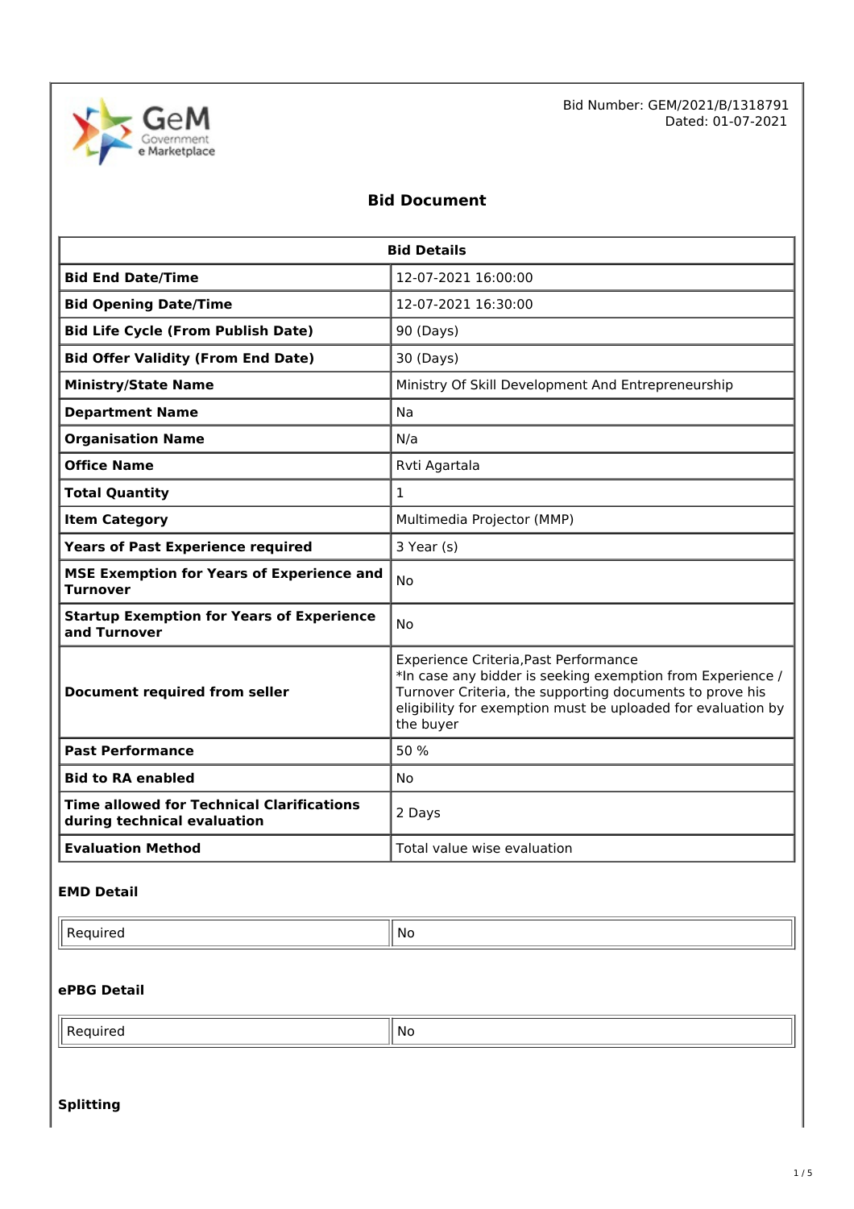Bid Number: GEM/2021/B/1318791
Dated: 01-07-2021

# Bid Document

| Bid Details | |
|---|---|
| **Bid End Date/Time** | 12-07-2021 16:00:00 |
| **Bid Opening Date/Time** | 12-07-2021 16:30:00 |
| **Bid Life Cycle (From Publish Date)** | 90 (Days) |
| **Bid Offer Validity (From End Date)** | 30 (Days) |
| **Ministry/State Name** | Ministry Of Skill Development And Entrepreneurship |
| **Department Name** | Na |
| **Organisation Name** | N/a |
| **Office Name** | Rvti Agartala |
| **Total Quantity** | 1 |
| **Item Category** | Multimedia Projector (MMP) |
| **Years of Past Experience required** | 3 Year (s) |
| **MSE Exemption for Years of Experience and Turnover** | No |
| **Startup Exemption for Years of Experience and Turnover** | No |
| **Document required from seller** | Experience Criteria,Past Performance<br>*In case any bidder is seeking exemption from Experience / Turnover Criteria, the supporting documents to prove his eligibility for exemption must be uploaded for evaluation by the buyer |
| **Past Performance** | 50 % |
| **Bid to RA enabled** | No |
| **Time allowed for Technical Clarifications during technical evaluation** | 2 Days |
| **Evaluation Method** | Total value wise evaluation |

### EMD Detail

| Required | No |
|---|---|

### ePBG Detail

| Required | No |
|---|---|

### Splitting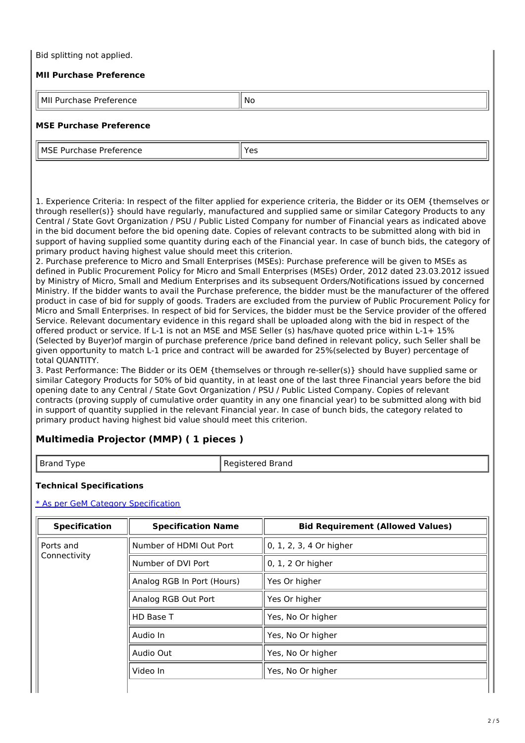Bid splitting not applied.

**MII Purchase Preference**

| MII Purchase Preference | No |
|---|---|

**MSE Purchase Preference**

| MSE Purchase Preference | Yes |
|---|---|

1. Experience Criteria: In respect of the filter applied for experience criteria, the Bidder or its OEM {themselves or through reseller(s)} should have regularly, manufactured and supplied same or similar Category Products to any Central / State Govt Organization / PSU / Public Listed Company for number of Financial years as indicated above in the bid document before the bid opening date. Copies of relevant contracts to be submitted along with bid in support of having supplied some quantity during each of the Financial year. In case of bunch bids, the category of primary product having highest value should meet this criterion.
2. Purchase preference to Micro and Small Enterprises (MSEs): Purchase preference will be given to MSEs as defined in Public Procurement Policy for Micro and Small Enterprises (MSEs) Order, 2012 dated 23.03.2012 issued by Ministry of Micro, Small and Medium Enterprises and its subsequent Orders/Notifications issued by concerned Ministry. If the bidder wants to avail the Purchase preference, the bidder must be the manufacturer of the offered product in case of bid for supply of goods. Traders are excluded from the purview of Public Procurement Policy for Micro and Small Enterprises. In respect of bid for Services, the bidder must be the Service provider of the offered Service. Relevant documentary evidence in this regard shall be uploaded along with the bid in respect of the offered product or service. If L-1 is not an MSE and MSE Seller (s) has/have quoted price within L-1+ 15% (Selected by Buyer)of margin of purchase preference /price band defined in relevant policy, such Seller shall be given opportunity to match L-1 price and contract will be awarded for 25%(selected by Buyer) percentage of total QUANTITY.
3. Past Performance: The Bidder or its OEM {themselves or through re-seller(s)} should have supplied same or similar Category Products for 50% of bid quantity, in at least one of the last three Financial years before the bid opening date to any Central / State Govt Organization / PSU / Public Listed Company. Copies of relevant contracts (proving supply of cumulative order quantity in any one financial year) to be submitted along with bid in support of quantity supplied in the relevant Financial year. In case of bunch bids, the category related to primary product having highest bid value should meet this criterion.

## Multimedia Projector (MMP) ( 1 pieces )

| Brand Type | Registered Brand |
|---|---|

**Technical Specifications**

[* As per GeM Category Specification]

| Specification | Specification Name | Bid Requirement (Allowed Values) |
|---|---|---|
| Ports and Connectivity | Number of HDMI Out Port | 0, 1, 2, 3, 4 Or higher |
| | Number of DVI Port | 0, 1, 2 Or higher |
| | Analog RGB In Port (Hours) | Yes Or higher |
| | Analog RGB Out Port | Yes Or higher |
| | HD Base T | Yes, No Or higher |
| | Audio In | Yes, No Or higher |
| | Audio Out | Yes, No Or higher |
| | Video In | Yes, No Or higher |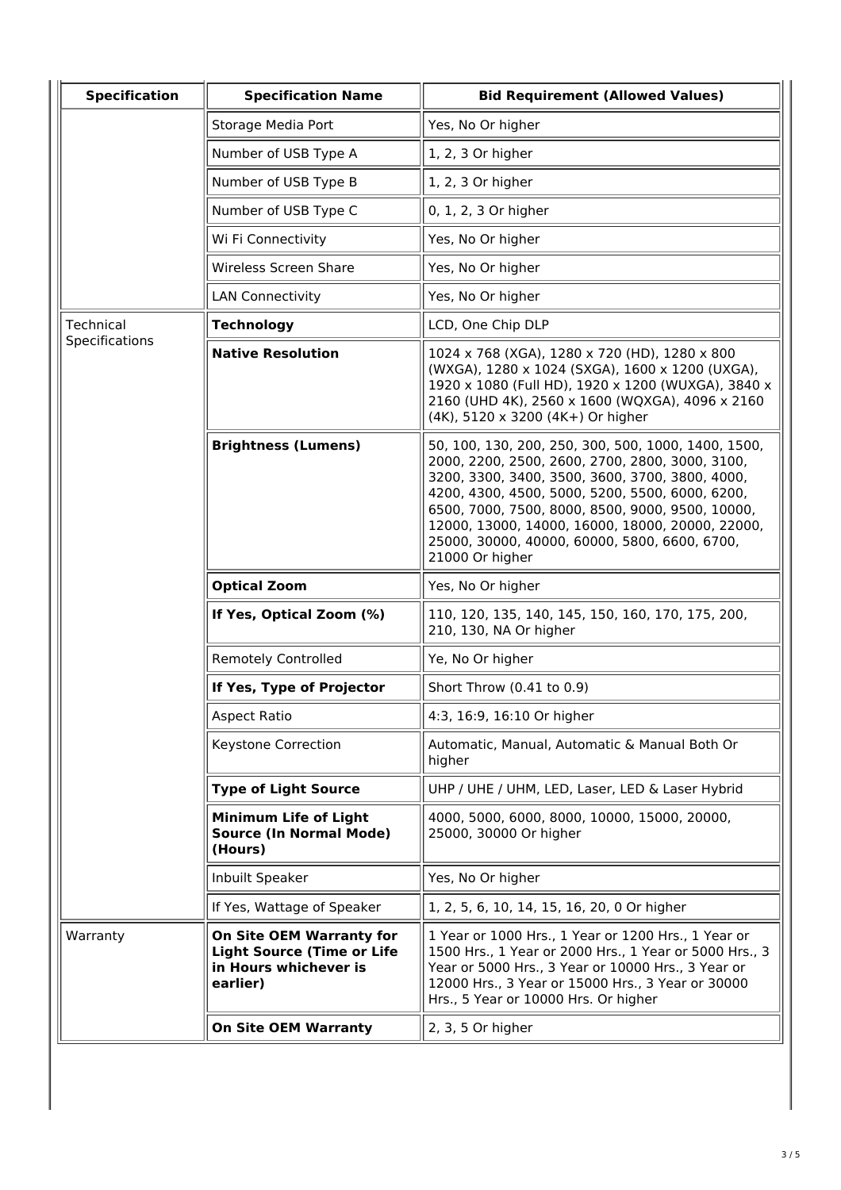| Specification | Specification Name | Bid Requirement (Allowed Values) |
| --- | --- | --- |
| | Storage Media Port | Yes, No Or higher |
| | Number of USB Type A | 1, 2, 3 Or higher |
| | Number of USB Type B | 1, 2, 3 Or higher |
| | Number of USB Type C | 0, 1, 2, 3 Or higher |
| | Wi Fi Connectivity | Yes, No Or higher |
| | Wireless Screen Share | Yes, No Or higher |
| | LAN Connectivity | Yes, No Or higher |
| Technical Specifications | **Technology** | LCD, One Chip DLP |
| | **Native Resolution** | 1024 x 768 (XGA), 1280 x 720 (HD), 1280 x 800 (WXGA), 1280 x 1024 (SXGA), 1600 x 1200 (UXGA), 1920 x 1080 (Full HD), 1920 x 1200 (WUXGA), 3840 x 2160 (UHD 4K), 2560 x 1600 (WQXGA), 4096 x 2160 (4K), 5120 x 3200 (4K+) Or higher |
| | **Brightness (Lumens)** | 50, 100, 130, 200, 250, 300, 500, 1000, 1400, 1500, 2000, 2200, 2500, 2600, 2700, 2800, 3000, 3100, 3200, 3300, 3400, 3500, 3600, 3700, 3800, 4000, 4200, 4300, 4500, 5000, 5200, 5500, 6000, 6200, 6500, 7000, 7500, 8000, 8500, 9000, 9500, 10000, 12000, 13000, 14000, 16000, 18000, 20000, 22000, 25000, 30000, 40000, 60000, 5800, 6600, 6700, 21000 Or higher |
| | **Optical Zoom** | Yes, No Or higher |
| | **If Yes, Optical Zoom (%)** | 110, 120, 135, 140, 145, 150, 160, 170, 175, 200, 210, 130, NA Or higher |
| | Remotely Controlled | Ye, No Or higher |
| | **If Yes, Type of Projector** | Short Throw (0.41 to 0.9) |
| | Aspect Ratio | 4:3, 16:9, 16:10 Or higher |
| | Keystone Correction | Automatic, Manual, Automatic & Manual Both Or higher |
| | **Type of Light Source** | UHP / UHE / UHM, LED, Laser, LED & Laser Hybrid |
| | **Minimum Life of Light Source (In Normal Mode) (Hours)** | 4000, 5000, 6000, 8000, 10000, 15000, 20000, 25000, 30000 Or higher |
| | Inbuilt Speaker | Yes, No Or higher |
| | If Yes, Wattage of Speaker | 1, 2, 5, 6, 10, 14, 15, 16, 20, 0 Or higher |
| Warranty | **On Site OEM Warranty for Light Source (Time or Life in Hours whichever is earlier)** | 1 Year or 1000 Hrs., 1 Year or 1200 Hrs., 1 Year or 1500 Hrs., 1 Year or 2000 Hrs., 1 Year or 5000 Hrs., 3 Year or 5000 Hrs., 3 Year or 10000 Hrs., 3 Year or 12000 Hrs., 3 Year or 15000 Hrs., 3 Year or 30000 Hrs., 5 Year or 10000 Hrs. Or higher |
| | **On Site OEM Warranty** | 2, 3, 5 Or higher |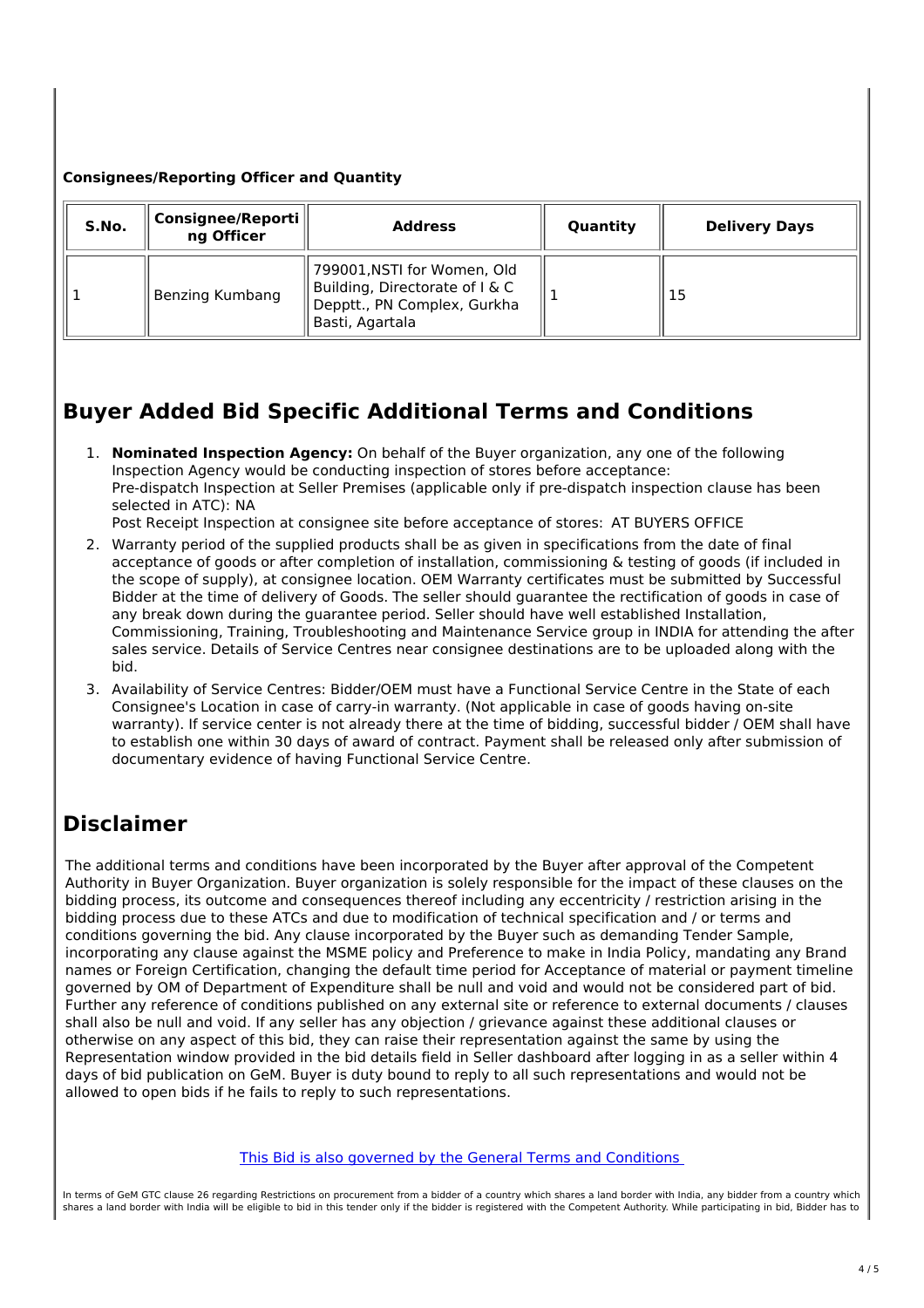**Consignees/Reporting Officer and Quantity**

| S.No. | Consignee/Reporting Officer | Address | Quantity | Delivery Days |
|---|---|---|---|---|
| 1 | Benzing Kumbang | 799001,NSTI for Women, Old Building, Directorate of I & C Depptt., PN Complex, Gurkha Basti, Agartala | 1 | 15 |

## Buyer Added Bid Specific Additional Terms and Conditions

1. **Nominated Inspection Agency:** On behalf of the Buyer organization, any one of the following Inspection Agency would be conducting inspection of stores before acceptance:
   Pre-dispatch Inspection at Seller Premises (applicable only if pre-dispatch inspection clause has been selected in ATC): NA
   Post Receipt Inspection at consignee site before acceptance of stores: AT BUYERS OFFICE
2. Warranty period of the supplied products shall be as given in specifications from the date of final acceptance of goods or after completion of installation, commissioning & testing of goods (if included in the scope of supply), at consignee location. OEM Warranty certificates must be submitted by Successful Bidder at the time of delivery of Goods. The seller should guarantee the rectification of goods in case of any break down during the guarantee period. Seller should have well established Installation, Commissioning, Training, Troubleshooting and Maintenance Service group in INDIA for attending the after sales service. Details of Service Centres near consignee destinations are to be uploaded along with the bid.
3. Availability of Service Centres: Bidder/OEM must have a Functional Service Centre in the State of each Consignee's Location in case of carry-in warranty. (Not applicable in case of goods having on-site warranty). If service center is not already there at the time of bidding, successful bidder / OEM shall have to establish one within 30 days of award of contract. Payment shall be released only after submission of documentary evidence of having Functional Service Centre.

## Disclaimer

The additional terms and conditions have been incorporated by the Buyer after approval of the Competent Authority in Buyer Organization. Buyer organization is solely responsible for the impact of these clauses on the bidding process, its outcome and consequences thereof including any eccentricity / restriction arising in the bidding process due to these ATCs and due to modification of technical specification and / or terms and conditions governing the bid. Any clause incorporated by the Buyer such as demanding Tender Sample, incorporating any clause against the MSME policy and Preference to make in India Policy, mandating any Brand names or Foreign Certification, changing the default time period for Acceptance of material or payment timeline governed by OM of Department of Expenditure shall be null and void and would not be considered part of bid. Further any reference of conditions published on any external site or reference to external documents / clauses shall also be null and void. If any seller has any objection / grievance against these additional clauses or otherwise on any aspect of this bid, they can raise their representation against the same by using the Representation window provided in the bid details field in Seller dashboard after logging in as a seller within 4 days of bid publication on GeM. Buyer is duty bound to reply to all such representations and would not be allowed to open bids if he fails to reply to such representations.

This Bid is also governed by the General Terms and Conditions

In terms of GeM GTC clause 26 regarding Restrictions on procurement from a bidder of a country which shares a land border with India, any bidder from a country which shares a land border with India will be eligible to bid in this tender only if the bidder is registered with the Competent Authority. While participating in bid, Bidder has to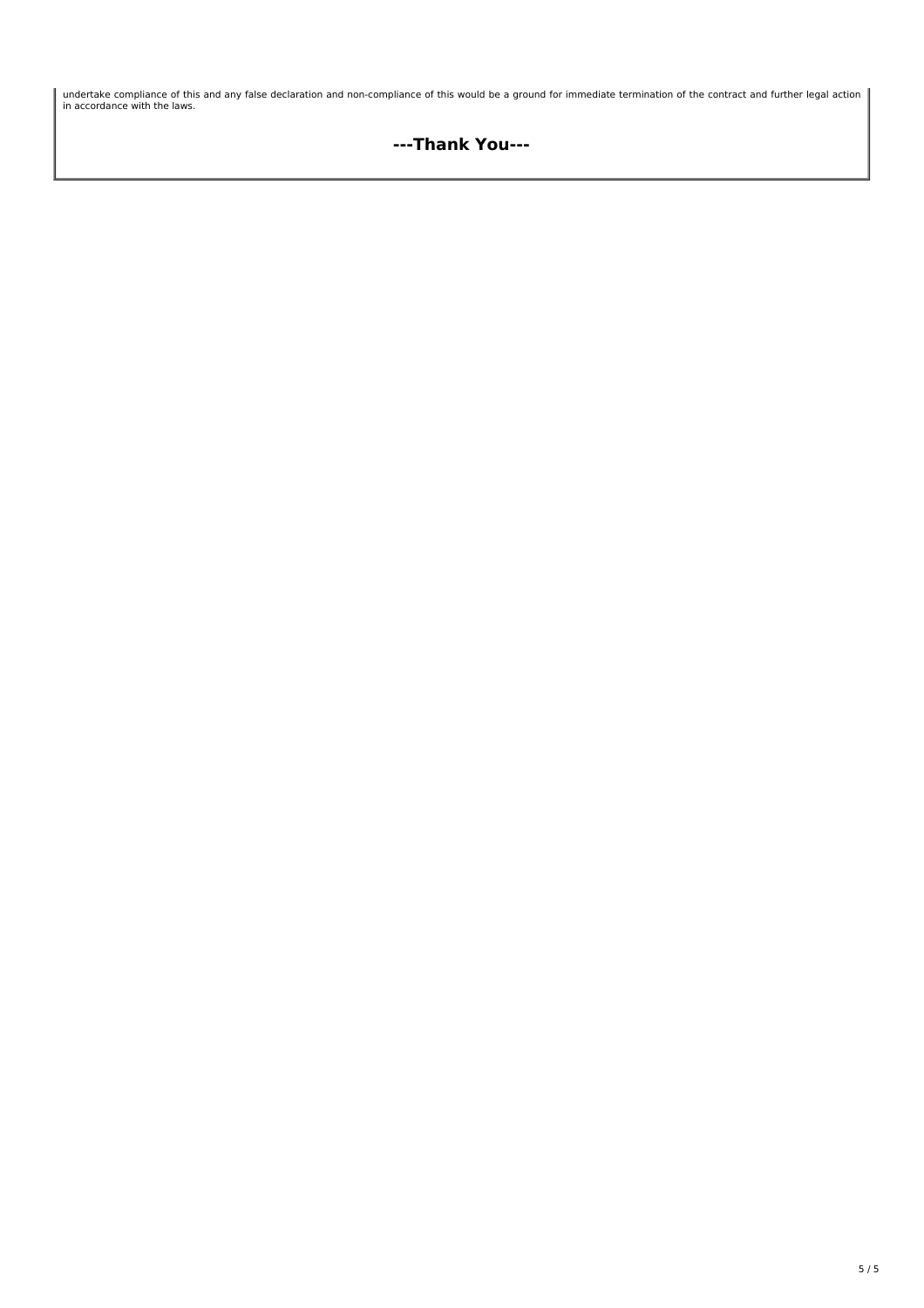undertake compliance of this and any false declaration and non-compliance of this would be a ground for immediate termination of the contract and further legal action in accordance with the laws.

**---Thank You---**